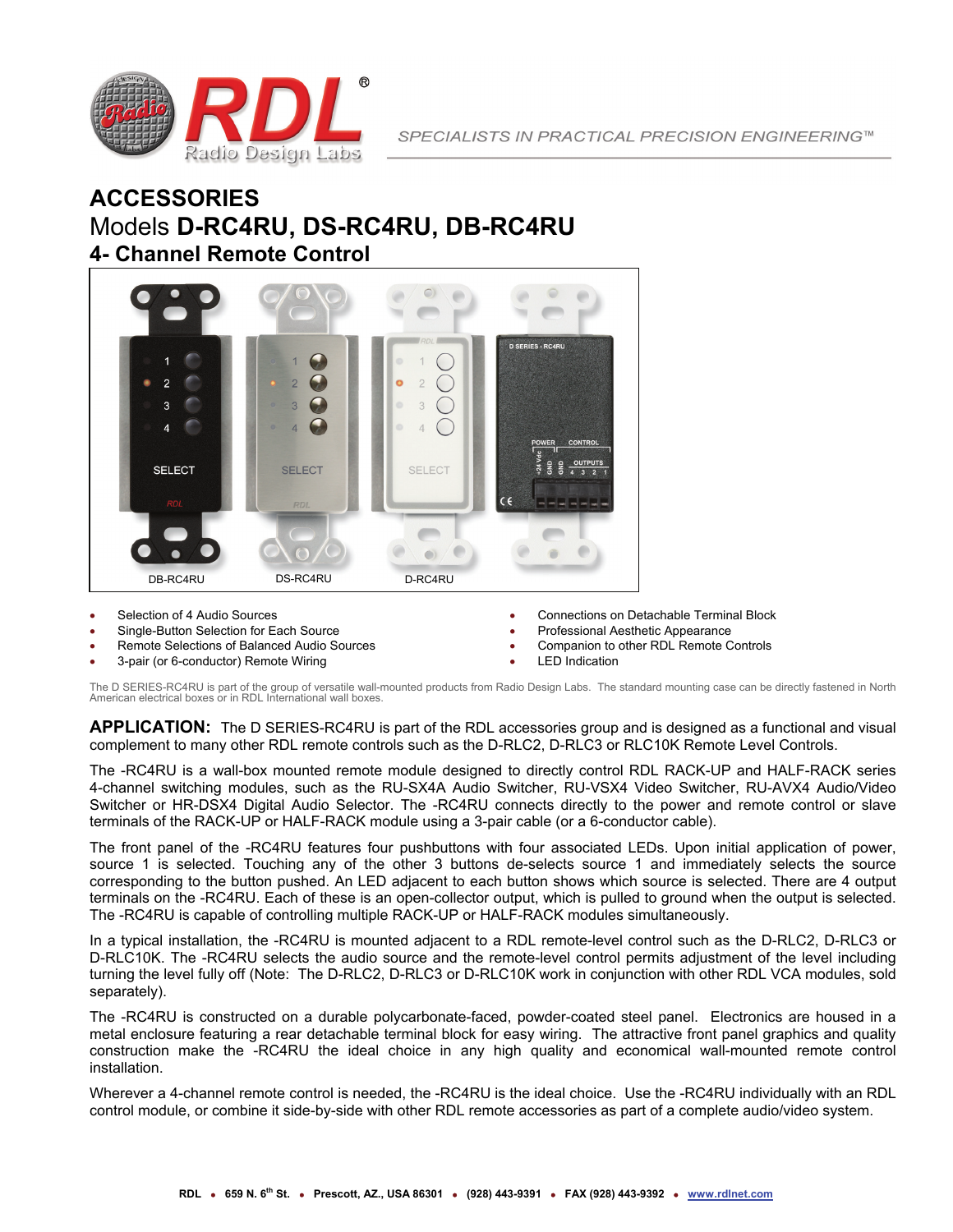# ACCESSORIES

## Models **D-RC4RU, DS-RC4RU, DB-RC4RU**

## 4- Channel Remote Control

DB-RC4RU DS-RC4RU D-RC4RU

- Selection of 4 Audio Sources
- Single-Button Selection for Each Source
- Remote Selections of Balanced Audio Sources
- 3-pair (or 6-conductor) Remote Wiring
- Connections on Detachable Terminal Block
- Professional Aesthetic Appearance
- Companion to other RDL Remote Controls
- LED Indication

The D SERIES-RC4RU is part of the group of versatile wall-mounted products from Radio Design Labs. The standard mounting case can be directly fastened in North American electrical boxes or in RDL International wall boxes.

**APPLICATION:** The D SERIES-RC4RU is part of the RDL accessories group and is designed as a functional and visual complement to many other RDL remote controls such as the D-RLC2, D-RLC3 or RLC10K Remote Level Controls.

The -RC4RU is a wall-box mounted remote module designed to directly control RDL RACK-UP and HALF-RACK series 4-channel switching modules, such as the RU-SX4A Audio Switcher, RU-VSX4 Video Switcher, RU-AVX4 Audio/Video Switcher or HR-DSX4 Digital Audio Selector. The -RC4RU connects directly to the power and remote control or slave terminals of the RACK-UP or HALF-RACK module using a 3-pair cable (or a 6-conductor cable).

The front panel of the -RC4RU features four pushbuttons with four associated LEDs. Upon initial application of power, source 1 is selected. Touching any of the other 3 buttons de-selects source 1 and immediately selects the source corresponding to the button pushed. An LED adjacent to each button shows which source is selected. There are 4 output terminals on the -RC4RU. Each of these is an open-collector output, which is pulled to ground when the output is selected. The -RC4RU is capable of controlling multiple RACK-UP or HALF-RACK modules simultaneously.

In a typical installation, the -RC4RU is mounted adjacent to a RDL remote-level control such as the D-RLC2, D-RLC3 or D-RLC10K. The -RC4RU selects the audio source and the remote-level control permits adjustment of the level including turning the level fully off (Note: The D-RLC2, D-RLC3 or D-RLC10K work in conjunction with other RDL VCA modules, sold separately).

The -RC4RU is constructed on a durable polycarbonate-faced, powder-coated steel panel. Electronics are housed in a metal enclosure featuring a rear detachable terminal block for easy wiring. The attractive front panel graphics and quality construction make the -RC4RU the ideal choice in any high quality and economical wall-mounted remote control installation.

Wherever a 4-channel remote control is needed, the -RC4RU is the ideal choice. Use the -RC4RU individually with an RDL control module, or combine it side-by-side with other RDL remote accessories as part of a complete audio/video system.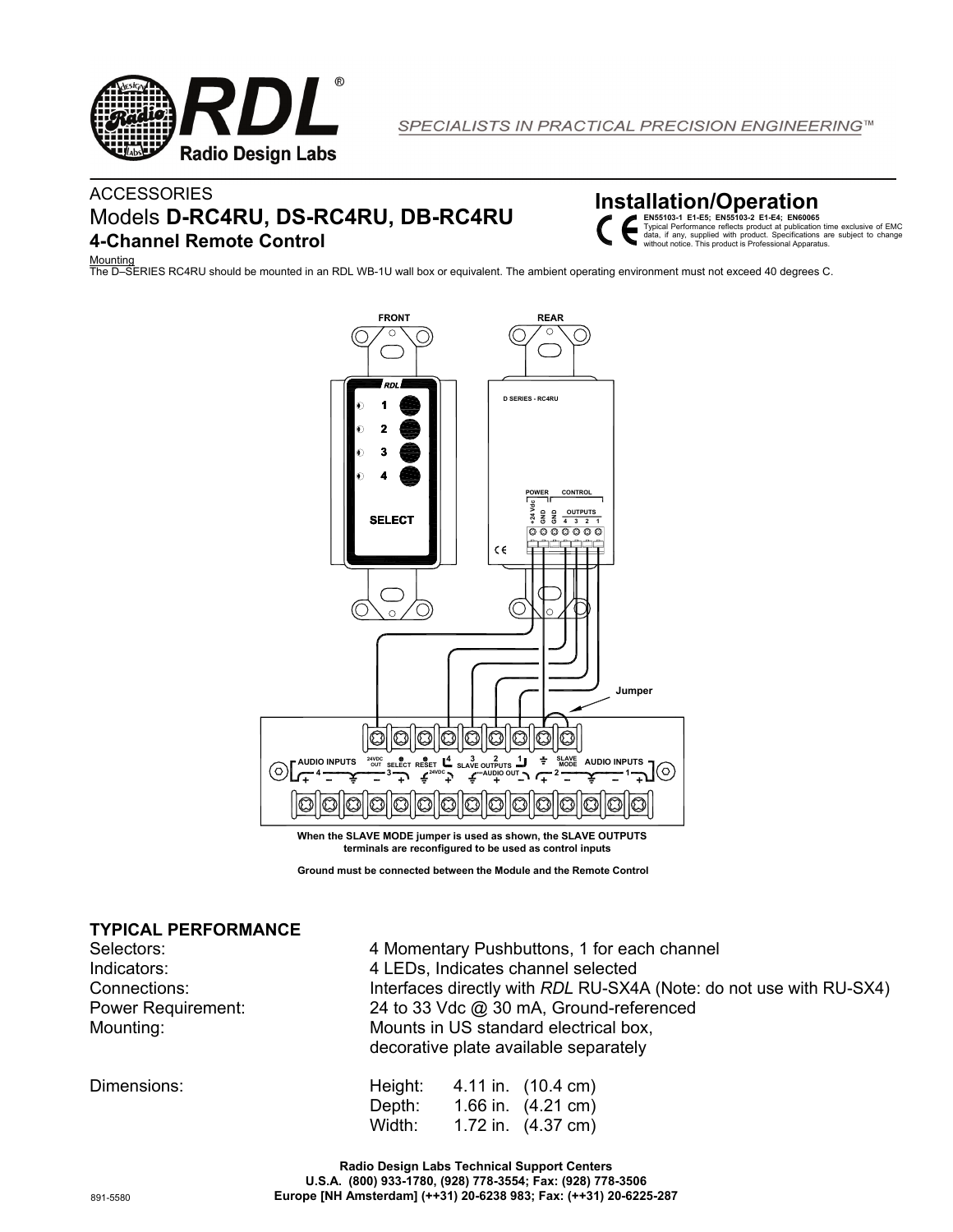ACCESSORIES

# Models **D-RC4RU, DS-RC4RU, DB-RC4RU**

## 4-Channel Remote Control

# Installation/Operation

**EN55103-1 E1-E5; EN55103-2 E1-E4; EN60065**
Typical Performance reflects product at publication time exclusive of EMC data, if any, supplied with product. Specifications are subject to change without notice. This product is Professional Apparatus.

Mounting
The D–SERIES RC4RU should be mounted in an RDL WB-1U wall box or equivalent. The ambient operating environment must not exceed 40 degrees C.

FRONT

1
2
3
4
SELECT

REAR

D SERIES - RC4RU

POWER CONTROL
+24 Vdc GND GND OUTPUTS 4 3 2 1

Jumper

AUDIO INPUTS 4 + − 3 − + 24VDC OUT SELECT RESET 24VDC 4 3 2 1 SLAVE OUTPUTS AUDIO OUT + − SLAVE MODE AUDIO INPUTS 2 − + 1 − +

**When the SLAVE MODE jumper is used as shown, the SLAVE OUTPUTS terminals are reconfigured to be used as control inputs**

**Ground must be connected between the Module and the Remote Control**

## TYPICAL PERFORMANCE

| | |
|---|---|
| Selectors: | 4 Momentary Pushbuttons, 1 for each channel |
| Indicators: | 4 LEDs, Indicates channel selected |
| Connections: | Interfaces directly with *RDL* RU-SX4A (Note: do not use with RU-SX4) |
| Power Requirement: | 24 to 33 Vdc @ 30 mA, Ground-referenced |
| Mounting: | Mounts in US standard electrical box, decorative plate available separately |
| Dimensions: | Height: 4.11 in. (10.4 cm) |
| | Depth: 1.66 in. (4.21 cm) |
| | Width: 1.72 in. (4.37 cm) |

**Radio Design Labs Technical Support Centers**
**U.S.A. (800) 933-1780, (928) 778-3554; Fax: (928) 778-3506**
**Europe [NH Amsterdam] (++31) 20-6238 983; Fax: (++31) 20-6225-287**

891-5580